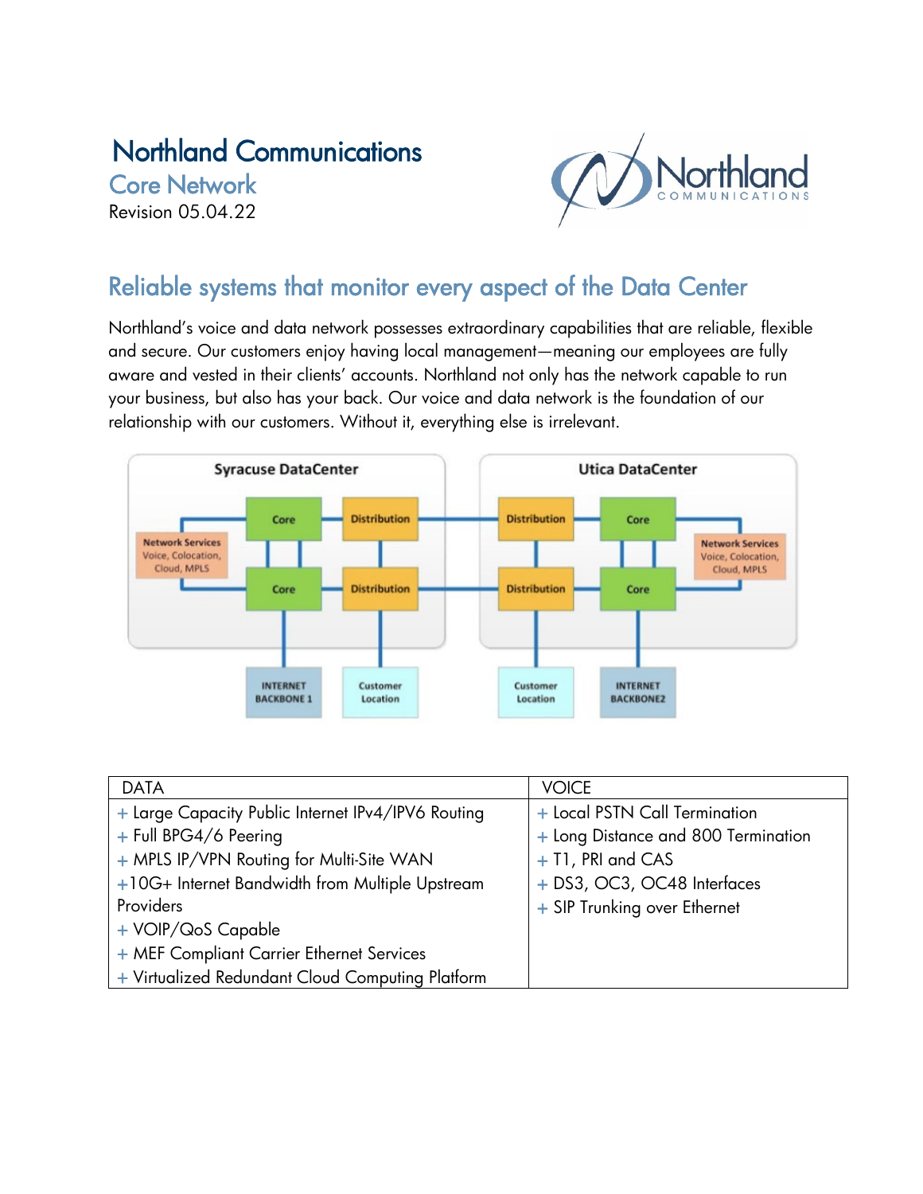# Northland Communications

## Core Network

Revision 05.04.22

## Reliable systems that monitor every aspect of the Data Center

Northland's voice and data network possesses extraordinary capabilities that are reliable, flexible and secure. Our customers enjoy having local management—meaning our employees are fully aware and vested in their clients' accounts. Northland not only has the network capable to run your business, but also has your back. Our voice and data network is the foundation of our relationship with our customers. Without it, everything else is irrelevant.

| DATA | VOICE |
| --- | --- |
| + Large Capacity Public Internet IPv4/IPV6 Routing<br>+ Full BPG4/6 Peering<br>+ MPLS IP/VPN Routing for Multi-Site WAN<br>+10G+ Internet Bandwidth from Multiple Upstream Providers<br>+ VOIP/QoS Capable<br>+ MEF Compliant Carrier Ethernet Services<br>+ Virtualized Redundant Cloud Computing Platform | + Local PSTN Call Termination<br>+ Long Distance and 800 Termination<br>+ T1, PRI and CAS<br>+ DS3, OC3, OC48 Interfaces<br>+ SIP Trunking over Ethernet |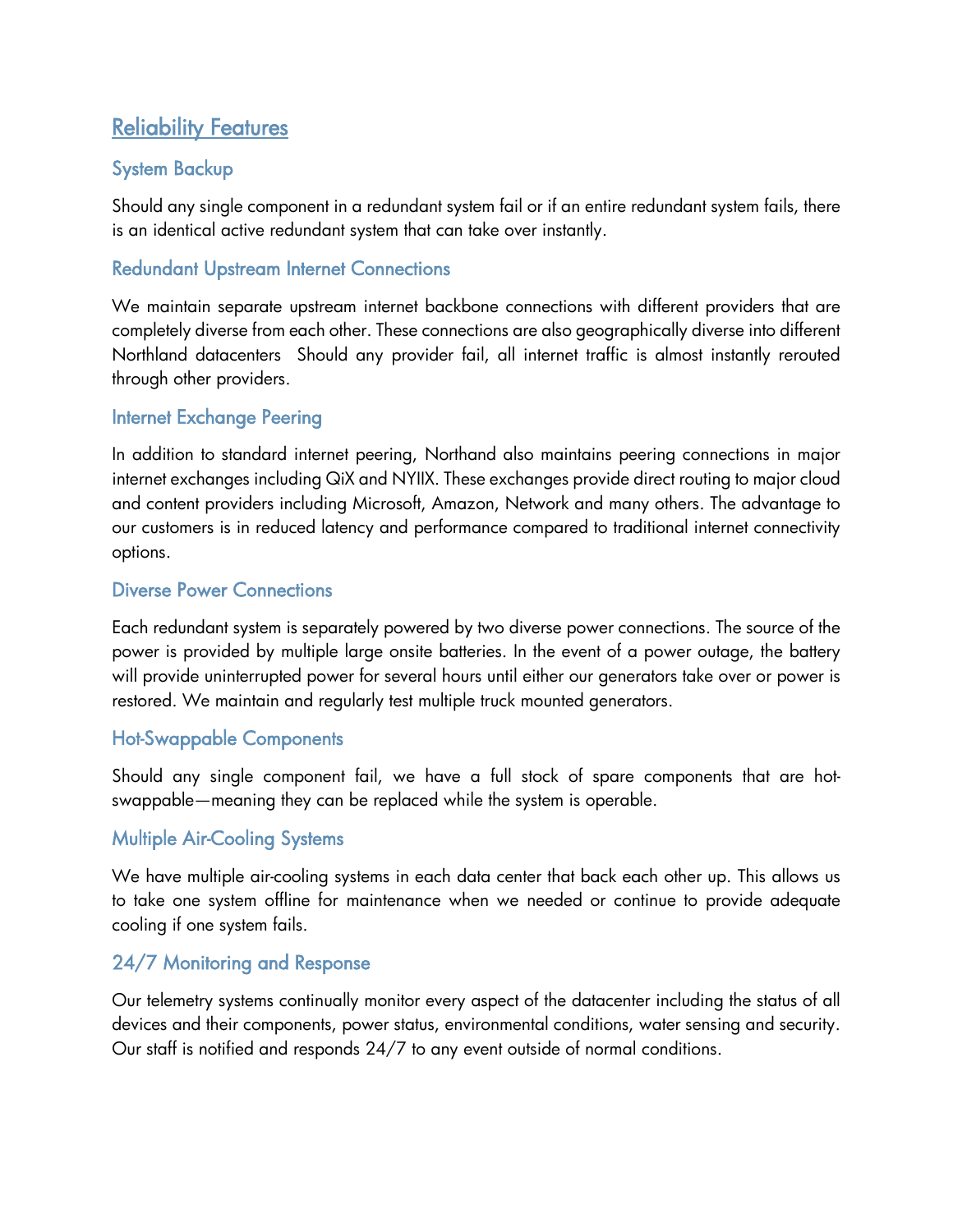## Reliability Features

### System Backup

Should any single component in a redundant system fail or if an entire redundant system fails, there is an identical active redundant system that can take over instantly.

### Redundant Upstream Internet Connections

We maintain separate upstream internet backbone connections with different providers that are completely diverse from each other. These connections are also geographically diverse into different Northland datacenters  Should any provider fail, all internet traffic is almost instantly rerouted through other providers.

### Internet Exchange Peering

In addition to standard internet peering, Northand also maintains peering connections in major internet exchanges including QiX and NYIIX. These exchanges provide direct routing to major cloud and content providers including Microsoft, Amazon, Network and many others. The advantage to our customers is in reduced latency and performance compared to traditional internet connectivity options.

### Diverse Power Connections

Each redundant system is separately powered by two diverse power connections. The source of the power is provided by multiple large onsite batteries. In the event of a power outage, the battery will provide uninterrupted power for several hours until either our generators take over or power is restored. We maintain and regularly test multiple truck mounted generators.

### Hot-Swappable Components

Should any single component fail, we have a full stock of spare components that are hot-swappable—meaning they can be replaced while the system is operable.

### Multiple Air-Cooling Systems

We have multiple air-cooling systems in each data center that back each other up. This allows us to take one system offline for maintenance when we needed or continue to provide adequate cooling if one system fails.

### 24/7 Monitoring and Response

Our telemetry systems continually monitor every aspect of the datacenter including the status of all devices and their components, power status, environmental conditions, water sensing and security. Our staff is notified and responds 24/7 to any event outside of normal conditions.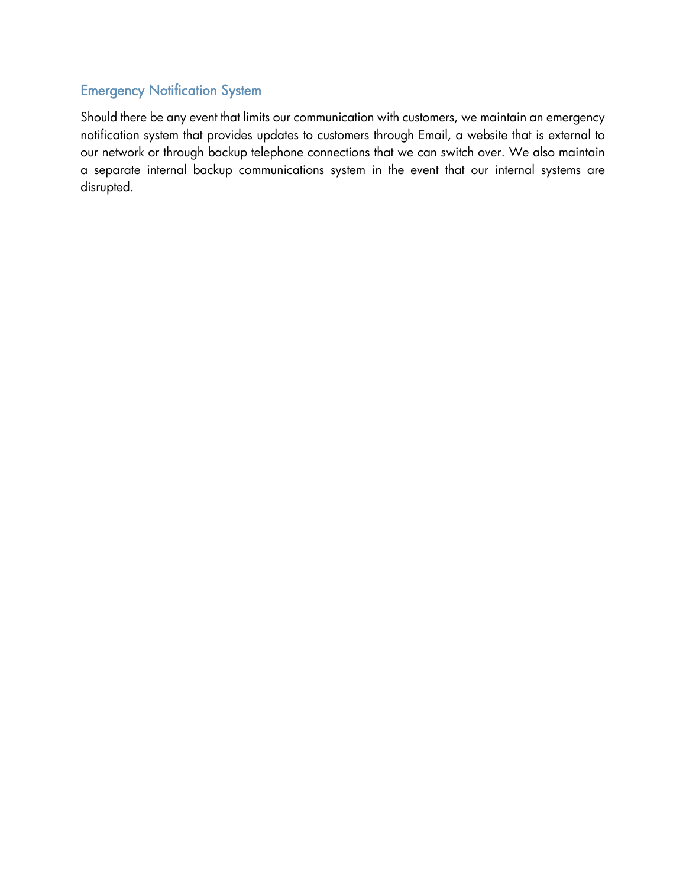## Emergency Notification System

Should there be any event that limits our communication with customers, we maintain an emergency notification system that provides updates to customers through Email, a website that is external to our network or through backup telephone connections that we can switch over. We also maintain a separate internal backup communications system in the event that our internal systems are disrupted.